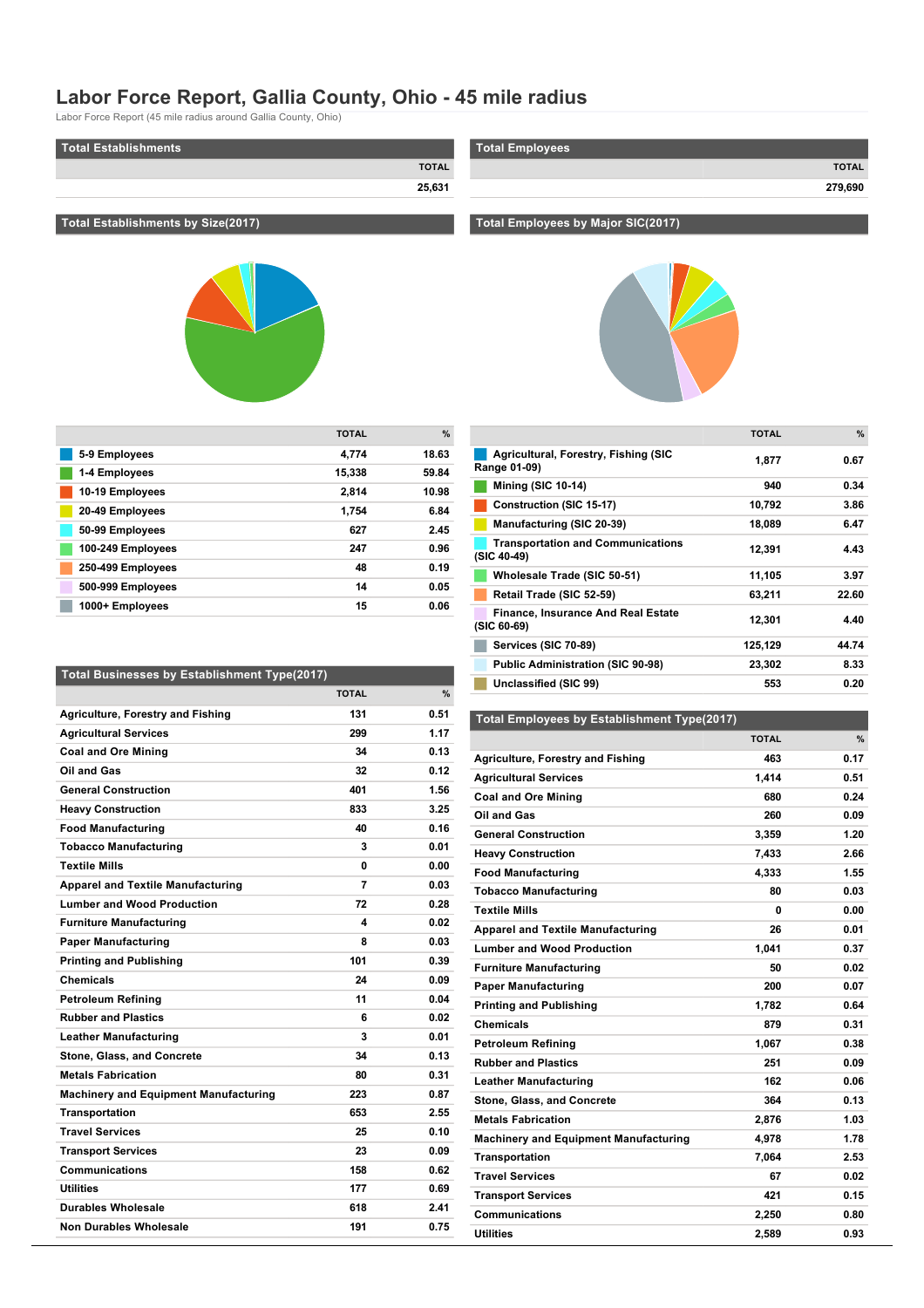# Labor Force Report, Gallia County, Ohio - 45 mile radius

Labor Force Report (45 mile radius around Gallia County, Ohio)

## Total Establishments

| | TOTAL |
|---|---|
| | 25,631 |

## Total Employees

| | TOTAL |
|---|---|
| | 279,690 |

## Total Establishments by Size(2017)

| | TOTAL | % |
|---|---|---|
| 5-9 Employees | 4,774 | 18.63 |
| 1-4 Employees | 15,338 | 59.84 |
| 10-19 Employees | 2,814 | 10.98 |
| 20-49 Employees | 1,754 | 6.84 |
| 50-99 Employees | 627 | 2.45 |
| 100-249 Employees | 247 | 0.96 |
| 250-499 Employees | 48 | 0.19 |
| 500-999 Employees | 14 | 0.05 |
| 1000+ Employees | 15 | 0.06 |

## Total Employees by Major SIC(2017)

| | TOTAL | % |
|---|---|---|
| Agricultural, Forestry, Fishing (SIC Range 01-09) | 1,877 | 0.67 |
| Mining (SIC 10-14) | 940 | 0.34 |
| Construction (SIC 15-17) | 10,792 | 3.86 |
| Manufacturing (SIC 20-39) | 18,089 | 6.47 |
| Transportation and Communications (SIC 40-49) | 12,391 | 4.43 |
| Wholesale Trade (SIC 50-51) | 11,105 | 3.97 |
| Retail Trade (SIC 52-59) | 63,211 | 22.60 |
| Finance, Insurance And Real Estate (SIC 60-69) | 12,301 | 4.40 |
| Services (SIC 70-89) | 125,129 | 44.74 |
| Public Administration (SIC 90-98) | 23,302 | 8.33 |
| Unclassified (SIC 99) | 553 | 0.20 |

## Total Businesses by Establishment Type(2017)

| | TOTAL | % |
|---|---|---|
| Agriculture, Forestry and Fishing | 131 | 0.51 |
| Agricultural Services | 299 | 1.17 |
| Coal and Ore Mining | 34 | 0.13 |
| Oil and Gas | 32 | 0.12 |
| General Construction | 401 | 1.56 |
| Heavy Construction | 833 | 3.25 |
| Food Manufacturing | 40 | 0.16 |
| Tobacco Manufacturing | 3 | 0.01 |
| Textile Mills | 0 | 0.00 |
| Apparel and Textile Manufacturing | 7 | 0.03 |
| Lumber and Wood Production | 72 | 0.28 |
| Furniture Manufacturing | 4 | 0.02 |
| Paper Manufacturing | 8 | 0.03 |
| Printing and Publishing | 101 | 0.39 |
| Chemicals | 24 | 0.09 |
| Petroleum Refining | 11 | 0.04 |
| Rubber and Plastics | 6 | 0.02 |
| Leather Manufacturing | 3 | 0.01 |
| Stone, Glass, and Concrete | 34 | 0.13 |
| Metals Fabrication | 80 | 0.31 |
| Machinery and Equipment Manufacturing | 223 | 0.87 |
| Transportation | 653 | 2.55 |
| Travel Services | 25 | 0.10 |
| Transport Services | 23 | 0.09 |
| Communications | 158 | 0.62 |
| Utilities | 177 | 0.69 |
| Durables Wholesale | 618 | 2.41 |
| Non Durables Wholesale | 191 | 0.75 |

## Total Employees by Establishment Type(2017)

| | TOTAL | % |
|---|---|---|
| Agriculture, Forestry and Fishing | 463 | 0.17 |
| Agricultural Services | 1,414 | 0.51 |
| Coal and Ore Mining | 680 | 0.24 |
| Oil and Gas | 260 | 0.09 |
| General Construction | 3,359 | 1.20 |
| Heavy Construction | 7,433 | 2.66 |
| Food Manufacturing | 4,333 | 1.55 |
| Tobacco Manufacturing | 80 | 0.03 |
| Textile Mills | 0 | 0.00 |
| Apparel and Textile Manufacturing | 26 | 0.01 |
| Lumber and Wood Production | 1,041 | 0.37 |
| Furniture Manufacturing | 50 | 0.02 |
| Paper Manufacturing | 200 | 0.07 |
| Printing and Publishing | 1,782 | 0.64 |
| Chemicals | 879 | 0.31 |
| Petroleum Refining | 1,067 | 0.38 |
| Rubber and Plastics | 251 | 0.09 |
| Leather Manufacturing | 162 | 0.06 |
| Stone, Glass, and Concrete | 364 | 0.13 |
| Metals Fabrication | 2,876 | 1.03 |
| Machinery and Equipment Manufacturing | 4,978 | 1.78 |
| Transportation | 7,064 | 2.53 |
| Travel Services | 67 | 0.02 |
| Transport Services | 421 | 0.15 |
| Communications | 2,250 | 0.80 |
| Utilities | 2,589 | 0.93 |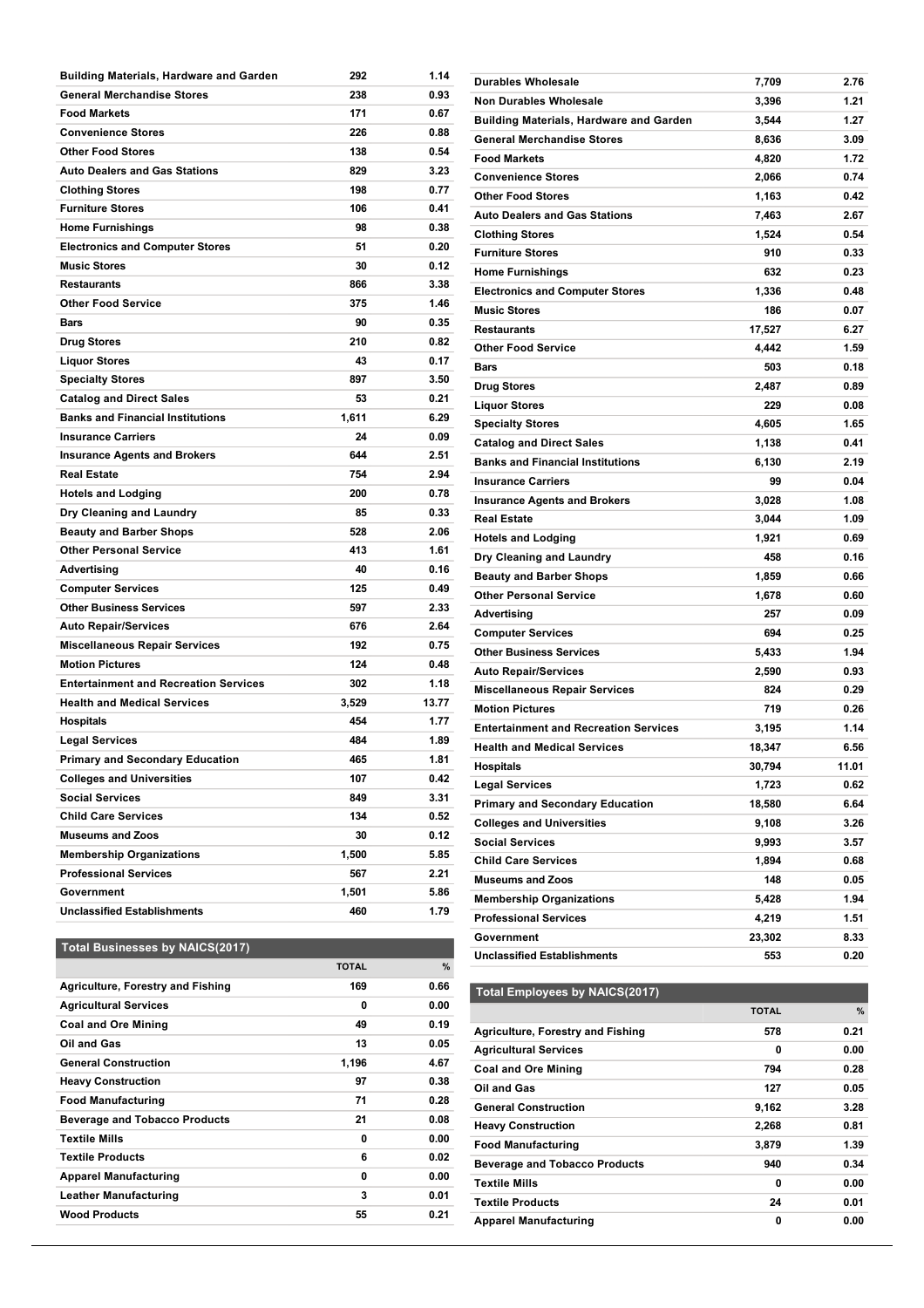| | | |
|---|---|---|
| Building Materials, Hardware and Garden | 292 | 1.14 |
| General Merchandise Stores | 238 | 0.93 |
| Food Markets | 171 | 0.67 |
| Convenience Stores | 226 | 0.88 |
| Other Food Stores | 138 | 0.54 |
| Auto Dealers and Gas Stations | 829 | 3.23 |
| Clothing Stores | 198 | 0.77 |
| Furniture Stores | 106 | 0.41 |
| Home Furnishings | 98 | 0.38 |
| Electronics and Computer Stores | 51 | 0.20 |
| Music Stores | 30 | 0.12 |
| Restaurants | 866 | 3.38 |
| Other Food Service | 375 | 1.46 |
| Bars | 90 | 0.35 |
| Drug Stores | 210 | 0.82 |
| Liquor Stores | 43 | 0.17 |
| Specialty Stores | 897 | 3.50 |
| Catalog and Direct Sales | 53 | 0.21 |
| Banks and Financial Institutions | 1,611 | 6.29 |
| Insurance Carriers | 24 | 0.09 |
| Insurance Agents and Brokers | 644 | 2.51 |
| Real Estate | 754 | 2.94 |
| Hotels and Lodging | 200 | 0.78 |
| Dry Cleaning and Laundry | 85 | 0.33 |
| Beauty and Barber Shops | 528 | 2.06 |
| Other Personal Service | 413 | 1.61 |
| Advertising | 40 | 0.16 |
| Computer Services | 125 | 0.49 |
| Other Business Services | 597 | 2.33 |
| Auto Repair/Services | 676 | 2.64 |
| Miscellaneous Repair Services | 192 | 0.75 |
| Motion Pictures | 124 | 0.48 |
| Entertainment and Recreation Services | 302 | 1.18 |
| Health and Medical Services | 3,529 | 13.77 |
| Hospitals | 454 | 1.77 |
| Legal Services | 484 | 1.89 |
| Primary and Secondary Education | 465 | 1.81 |
| Colleges and Universities | 107 | 0.42 |
| Social Services | 849 | 3.31 |
| Child Care Services | 134 | 0.52 |
| Museums and Zoos | 30 | 0.12 |
| Membership Organizations | 1,500 | 5.85 |
| Professional Services | 567 | 2.21 |
| Government | 1,501 | 5.86 |
| Unclassified Establishments | 460 | 1.79 |

**Total Businesses by NAICS(2017)**

| | TOTAL | % |
|---|---|---|
| Agriculture, Forestry and Fishing | 169 | 0.66 |
| Agricultural Services | 0 | 0.00 |
| Coal and Ore Mining | 49 | 0.19 |
| Oil and Gas | 13 | 0.05 |
| General Construction | 1,196 | 4.67 |
| Heavy Construction | 97 | 0.38 |
| Food Manufacturing | 71 | 0.28 |
| Beverage and Tobacco Products | 21 | 0.08 |
| Textile Mills | 0 | 0.00 |
| Textile Products | 6 | 0.02 |
| Apparel Manufacturing | 0 | 0.00 |
| Leather Manufacturing | 3 | 0.01 |
| Wood Products | 55 | 0.21 |

| | | |
|---|---|---|
| Durables Wholesale | 7,709 | 2.76 |
| Non Durables Wholesale | 3,396 | 1.21 |
| Building Materials, Hardware and Garden | 3,544 | 1.27 |
| General Merchandise Stores | 8,636 | 3.09 |
| Food Markets | 4,820 | 1.72 |
| Convenience Stores | 2,066 | 0.74 |
| Other Food Stores | 1,163 | 0.42 |
| Auto Dealers and Gas Stations | 7,463 | 2.67 |
| Clothing Stores | 1,524 | 0.54 |
| Furniture Stores | 910 | 0.33 |
| Home Furnishings | 632 | 0.23 |
| Electronics and Computer Stores | 1,336 | 0.48 |
| Music Stores | 186 | 0.07 |
| Restaurants | 17,527 | 6.27 |
| Other Food Service | 4,442 | 1.59 |
| Bars | 503 | 0.18 |
| Drug Stores | 2,487 | 0.89 |
| Liquor Stores | 229 | 0.08 |
| Specialty Stores | 4,605 | 1.65 |
| Catalog and Direct Sales | 1,138 | 0.41 |
| Banks and Financial Institutions | 6,130 | 2.19 |
| Insurance Carriers | 99 | 0.04 |
| Insurance Agents and Brokers | 3,028 | 1.08 |
| Real Estate | 3,044 | 1.09 |
| Hotels and Lodging | 1,921 | 0.69 |
| Dry Cleaning and Laundry | 458 | 0.16 |
| Beauty and Barber Shops | 1,859 | 0.66 |
| Other Personal Service | 1,678 | 0.60 |
| Advertising | 257 | 0.09 |
| Computer Services | 694 | 0.25 |
| Other Business Services | 5,433 | 1.94 |
| Auto Repair/Services | 2,590 | 0.93 |
| Miscellaneous Repair Services | 824 | 0.29 |
| Motion Pictures | 719 | 0.26 |
| Entertainment and Recreation Services | 3,195 | 1.14 |
| Health and Medical Services | 18,347 | 6.56 |
| Hospitals | 30,794 | 11.01 |
| Legal Services | 1,723 | 0.62 |
| Primary and Secondary Education | 18,580 | 6.64 |
| Colleges and Universities | 9,108 | 3.26 |
| Social Services | 9,993 | 3.57 |
| Child Care Services | 1,894 | 0.68 |
| Museums and Zoos | 148 | 0.05 |
| Membership Organizations | 5,428 | 1.94 |
| Professional Services | 4,219 | 1.51 |
| Government | 23,302 | 8.33 |
| Unclassified Establishments | 553 | 0.20 |

**Total Employees by NAICS(2017)**

| | TOTAL | % |
|---|---|---|
| Agriculture, Forestry and Fishing | 578 | 0.21 |
| Agricultural Services | 0 | 0.00 |
| Coal and Ore Mining | 794 | 0.28 |
| Oil and Gas | 127 | 0.05 |
| General Construction | 9,162 | 3.28 |
| Heavy Construction | 2,268 | 0.81 |
| Food Manufacturing | 3,879 | 1.39 |
| Beverage and Tobacco Products | 940 | 0.34 |
| Textile Mills | 0 | 0.00 |
| Textile Products | 24 | 0.01 |
| Apparel Manufacturing | 0 | 0.00 |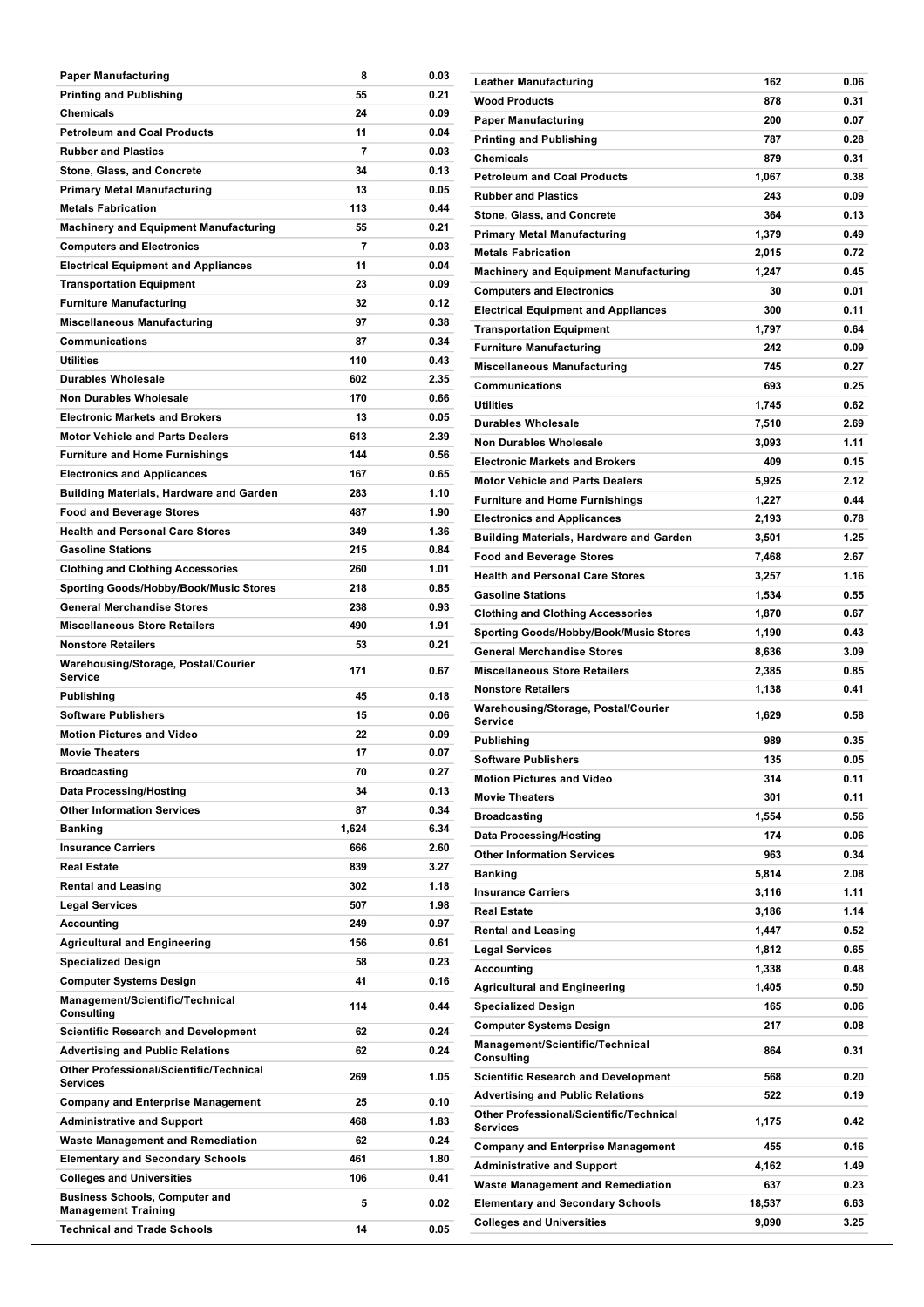| | | |
|---|---|---|
| Paper Manufacturing | 8 | 0.03 |
| Printing and Publishing | 55 | 0.21 |
| Chemicals | 24 | 0.09 |
| Petroleum and Coal Products | 11 | 0.04 |
| Rubber and Plastics | 7 | 0.03 |
| Stone, Glass, and Concrete | 34 | 0.13 |
| Primary Metal Manufacturing | 13 | 0.05 |
| Metals Fabrication | 113 | 0.44 |
| Machinery and Equipment Manufacturing | 55 | 0.21 |
| Computers and Electronics | 7 | 0.03 |
| Electrical Equipment and Appliances | 11 | 0.04 |
| Transportation Equipment | 23 | 0.09 |
| Furniture Manufacturing | 32 | 0.12 |
| Miscellaneous Manufacturing | 97 | 0.38 |
| Communications | 87 | 0.34 |
| Utilities | 110 | 0.43 |
| Durables Wholesale | 602 | 2.35 |
| Non Durables Wholesale | 170 | 0.66 |
| Electronic Markets and Brokers | 13 | 0.05 |
| Motor Vehicle and Parts Dealers | 613 | 2.39 |
| Furniture and Home Furnishings | 144 | 0.56 |
| Electronics and Applicances | 167 | 0.65 |
| Building Materials, Hardware and Garden | 283 | 1.10 |
| Food and Beverage Stores | 487 | 1.90 |
| Health and Personal Care Stores | 349 | 1.36 |
| Gasoline Stations | 215 | 0.84 |
| Clothing and Clothing Accessories | 260 | 1.01 |
| Sporting Goods/Hobby/Book/Music Stores | 218 | 0.85 |
| General Merchandise Stores | 238 | 0.93 |
| Miscellaneous Store Retailers | 490 | 1.91 |
| Nonstore Retailers | 53 | 0.21 |
| Warehousing/Storage, Postal/Courier Service | 171 | 0.67 |
| Publishing | 45 | 0.18 |
| Software Publishers | 15 | 0.06 |
| Motion Pictures and Video | 22 | 0.09 |
| Movie Theaters | 17 | 0.07 |
| Broadcasting | 70 | 0.27 |
| Data Processing/Hosting | 34 | 0.13 |
| Other Information Services | 87 | 0.34 |
| Banking | 1,624 | 6.34 |
| Insurance Carriers | 666 | 2.60 |
| Real Estate | 839 | 3.27 |
| Rental and Leasing | 302 | 1.18 |
| Legal Services | 507 | 1.98 |
| Accounting | 249 | 0.97 |
| Agricultural and Engineering | 156 | 0.61 |
| Specialized Design | 58 | 0.23 |
| Computer Systems Design | 41 | 0.16 |
| Management/Scientific/Technical Consulting | 114 | 0.44 |
| Scientific Research and Development | 62 | 0.24 |
| Advertising and Public Relations | 62 | 0.24 |
| Other Professional/Scientific/Technical Services | 269 | 1.05 |
| Company and Enterprise Management | 25 | 0.10 |
| Administrative and Support | 468 | 1.83 |
| Waste Management and Remediation | 62 | 0.24 |
| Elementary and Secondary Schools | 461 | 1.80 |
| Colleges and Universities | 106 | 0.41 |
| Business Schools, Computer and Management Training | 5 | 0.02 |
| Technical and Trade Schools | 14 | 0.05 |

| | | |
|---|---|---|
| Leather Manufacturing | 162 | 0.06 |
| Wood Products | 878 | 0.31 |
| Paper Manufacturing | 200 | 0.07 |
| Printing and Publishing | 787 | 0.28 |
| Chemicals | 879 | 0.31 |
| Petroleum and Coal Products | 1,067 | 0.38 |
| Rubber and Plastics | 243 | 0.09 |
| Stone, Glass, and Concrete | 364 | 0.13 |
| Primary Metal Manufacturing | 1,379 | 0.49 |
| Metals Fabrication | 2,015 | 0.72 |
| Machinery and Equipment Manufacturing | 1,247 | 0.45 |
| Computers and Electronics | 30 | 0.01 |
| Electrical Equipment and Appliances | 300 | 0.11 |
| Transportation Equipment | 1,797 | 0.64 |
| Furniture Manufacturing | 242 | 0.09 |
| Miscellaneous Manufacturing | 745 | 0.27 |
| Communications | 693 | 0.25 |
| Utilities | 1,745 | 0.62 |
| Durables Wholesale | 7,510 | 2.69 |
| Non Durables Wholesale | 3,093 | 1.11 |
| Electronic Markets and Brokers | 409 | 0.15 |
| Motor Vehicle and Parts Dealers | 5,925 | 2.12 |
| Furniture and Home Furnishings | 1,227 | 0.44 |
| Electronics and Applicances | 2,193 | 0.78 |
| Building Materials, Hardware and Garden | 3,501 | 1.25 |
| Food and Beverage Stores | 7,468 | 2.67 |
| Health and Personal Care Stores | 3,257 | 1.16 |
| Gasoline Stations | 1,534 | 0.55 |
| Clothing and Clothing Accessories | 1,870 | 0.67 |
| Sporting Goods/Hobby/Book/Music Stores | 1,190 | 0.43 |
| General Merchandise Stores | 8,636 | 3.09 |
| Miscellaneous Store Retailers | 2,385 | 0.85 |
| Nonstore Retailers | 1,138 | 0.41 |
| Warehousing/Storage, Postal/Courier Service | 1,629 | 0.58 |
| Publishing | 989 | 0.35 |
| Software Publishers | 135 | 0.05 |
| Motion Pictures and Video | 314 | 0.11 |
| Movie Theaters | 301 | 0.11 |
| Broadcasting | 1,554 | 0.56 |
| Data Processing/Hosting | 174 | 0.06 |
| Other Information Services | 963 | 0.34 |
| Banking | 5,814 | 2.08 |
| Insurance Carriers | 3,116 | 1.11 |
| Real Estate | 3,186 | 1.14 |
| Rental and Leasing | 1,447 | 0.52 |
| Legal Services | 1,812 | 0.65 |
| Accounting | 1,338 | 0.48 |
| Agricultural and Engineering | 1,405 | 0.50 |
| Specialized Design | 165 | 0.06 |
| Computer Systems Design | 217 | 0.08 |
| Management/Scientific/Technical Consulting | 864 | 0.31 |
| Scientific Research and Development | 568 | 0.20 |
| Advertising and Public Relations | 522 | 0.19 |
| Other Professional/Scientific/Technical Services | 1,175 | 0.42 |
| Company and Enterprise Management | 455 | 0.16 |
| Administrative and Support | 4,162 | 1.49 |
| Waste Management and Remediation | 637 | 0.23 |
| Elementary and Secondary Schools | 18,537 | 6.63 |
| Colleges and Universities | 9,090 | 3.25 |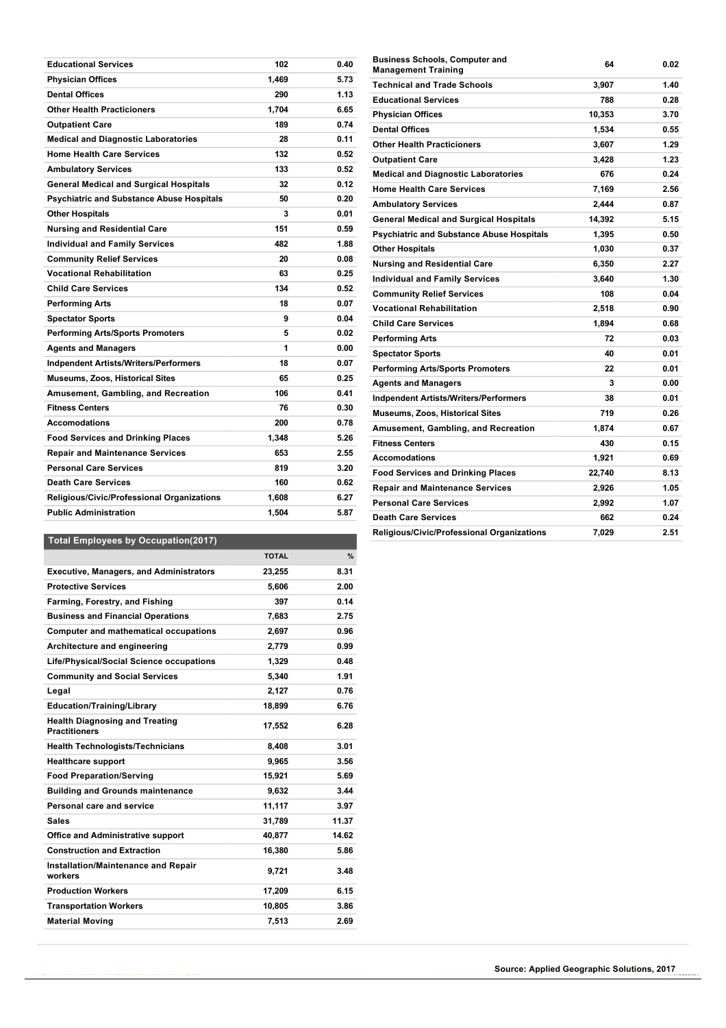| | | |
|---|---|---|
| Educational Services | 102 | 0.40 |
| Physician Offices | 1,469 | 5.73 |
| Dental Offices | 290 | 1.13 |
| Other Health Practicioners | 1,704 | 6.65 |
| Outpatient Care | 189 | 0.74 |
| Medical and Diagnostic Laboratories | 28 | 0.11 |
| Home Health Care Services | 132 | 0.52 |
| Ambulatory Services | 133 | 0.52 |
| General Medical and Surgical Hospitals | 32 | 0.12 |
| Psychiatric and Substance Abuse Hospitals | 50 | 0.20 |
| Other Hospitals | 3 | 0.01 |
| Nursing and Residential Care | 151 | 0.59 |
| Individual and Family Services | 482 | 1.88 |
| Community Relief Services | 20 | 0.08 |
| Vocational Rehabilitation | 63 | 0.25 |
| Child Care Services | 134 | 0.52 |
| Performing Arts | 18 | 0.07 |
| Spectator Sports | 9 | 0.04 |
| Performing Arts/Sports Promoters | 5 | 0.02 |
| Agents and Managers | 1 | 0.00 |
| Indpendent Artists/Writers/Performers | 18 | 0.07 |
| Museums, Zoos, Historical Sites | 65 | 0.25 |
| Amusement, Gambling, and Recreation | 106 | 0.41 |
| Fitness Centers | 76 | 0.30 |
| Accomodations | 200 | 0.78 |
| Food Services and Drinking Places | 1,348 | 5.26 |
| Repair and Maintenance Services | 653 | 2.55 |
| Personal Care Services | 819 | 3.20 |
| Death Care Services | 160 | 0.62 |
| Religious/Civic/Professional Organizations | 1,608 | 6.27 |
| Public Administration | 1,504 | 5.87 |

| Total Employees by Occupation(2017) | TOTAL | % |
|---|---|---|
| Executive, Managers, and Administrators | 23,255 | 8.31 |
| Protective Services | 5,606 | 2.00 |
| Farming, Forestry, and Fishing | 397 | 0.14 |
| Business and Financial Operations | 7,683 | 2.75 |
| Computer and mathematical occupations | 2,697 | 0.96 |
| Architecture and engineering | 2,779 | 0.99 |
| Life/Physical/Social Science occupations | 1,329 | 0.48 |
| Community and Social Services | 5,340 | 1.91 |
| Legal | 2,127 | 0.76 |
| Education/Training/Library | 18,899 | 6.76 |
| Health Diagnosing and Treating Practitioners | 17,552 | 6.28 |
| Health Technologists/Technicians | 8,408 | 3.01 |
| Healthcare support | 9,965 | 3.56 |
| Food Preparation/Serving | 15,921 | 5.69 |
| Building and Grounds maintenance | 9,632 | 3.44 |
| Personal care and service | 11,117 | 3.97 |
| Sales | 31,789 | 11.37 |
| Office and Administrative support | 40,877 | 14.62 |
| Construction and Extraction | 16,380 | 5.86 |
| Installation/Maintenance and Repair workers | 9,721 | 3.48 |
| Production Workers | 17,209 | 6.15 |
| Transportation Workers | 10,805 | 3.86 |
| Material Moving | 7,513 | 2.69 |

| | | |
|---|---|---|
| Business Schools, Computer and Management Training | 64 | 0.02 |
| Technical and Trade Schools | 3,907 | 1.40 |
| Educational Services | 788 | 0.28 |
| Physician Offices | 10,353 | 3.70 |
| Dental Offices | 1,534 | 0.55 |
| Other Health Practicioners | 3,607 | 1.29 |
| Outpatient Care | 3,428 | 1.23 |
| Medical and Diagnostic Laboratories | 676 | 0.24 |
| Home Health Care Services | 7,169 | 2.56 |
| Ambulatory Services | 2,444 | 0.87 |
| General Medical and Surgical Hospitals | 14,392 | 5.15 |
| Psychiatric and Substance Abuse Hospitals | 1,395 | 0.50 |
| Other Hospitals | 1,030 | 0.37 |
| Nursing and Residential Care | 6,350 | 2.27 |
| Individual and Family Services | 3,640 | 1.30 |
| Community Relief Services | 108 | 0.04 |
| Vocational Rehabilitation | 2,518 | 0.90 |
| Child Care Services | 1,894 | 0.68 |
| Performing Arts | 72 | 0.03 |
| Spectator Sports | 40 | 0.01 |
| Performing Arts/Sports Promoters | 22 | 0.01 |
| Agents and Managers | 3 | 0.00 |
| Indpendent Artists/Writers/Performers | 38 | 0.01 |
| Museums, Zoos, Historical Sites | 719 | 0.26 |
| Amusement, Gambling, and Recreation | 1,874 | 0.67 |
| Fitness Centers | 430 | 0.15 |
| Accomodations | 1,921 | 0.69 |
| Food Services and Drinking Places | 22,740 | 8.13 |
| Repair and Maintenance Services | 2,926 | 1.05 |
| Personal Care Services | 2,992 | 1.07 |
| Death Care Services | 662 | 0.24 |
| Religious/Civic/Professional Organizations | 7,029 | 2.51 |

Source: Applied Geographic Solutions, 2017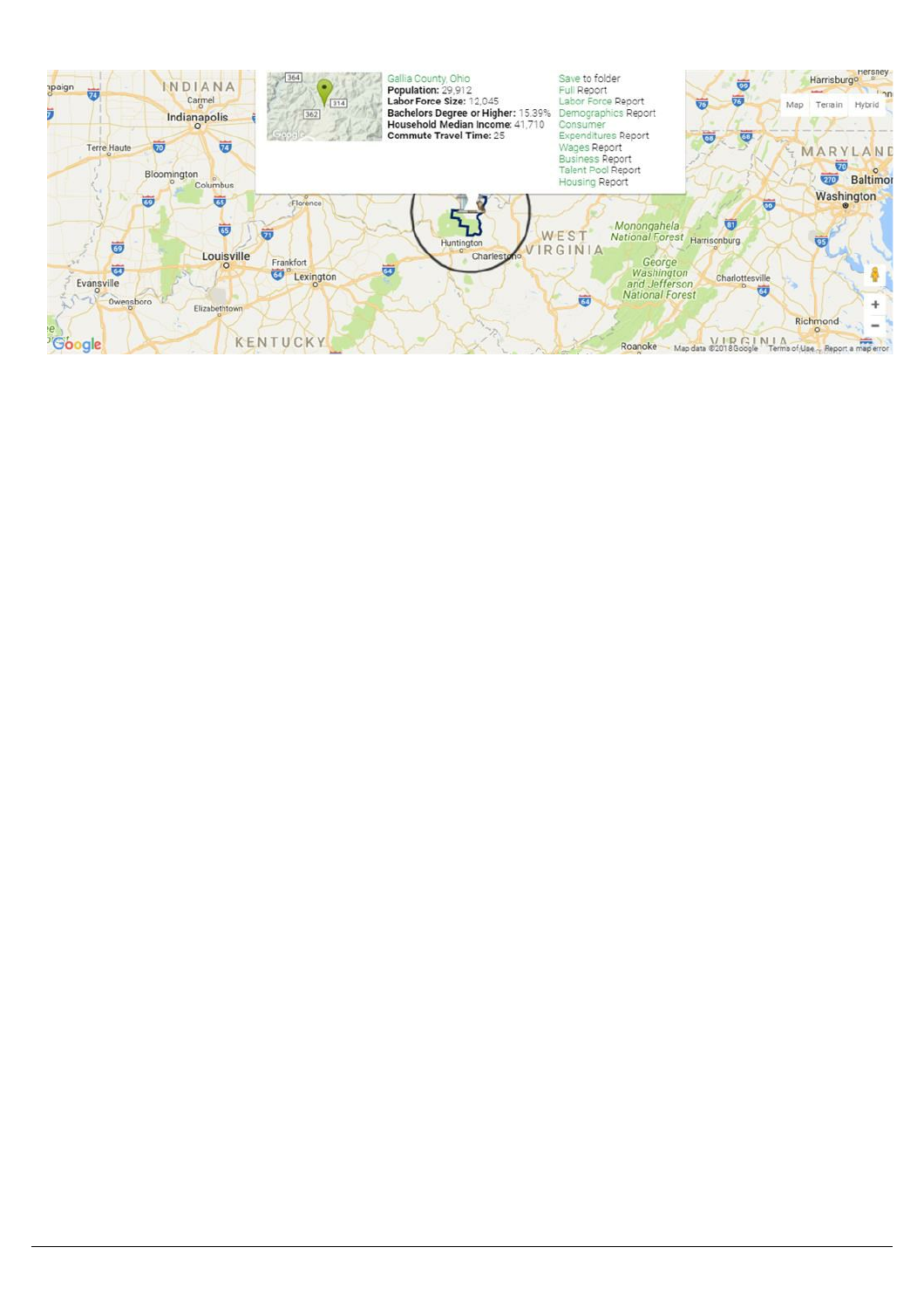Gallia County, Ohio
**Population:** 29,912
**Labor Force Size:** 12,045
**Bachelors Degree or Higher:** 15.39%
**Household Median Income:** 41,710
**Commute Travel Time:** 25

Save to folder
Full Report
Labor Force Report
Demographics Report
Consumer
Expenditures Report
Wages Report
Business Report
Talent Pool Report
Housing Report

Map data ©2018 Google Terms of Use Report a map error